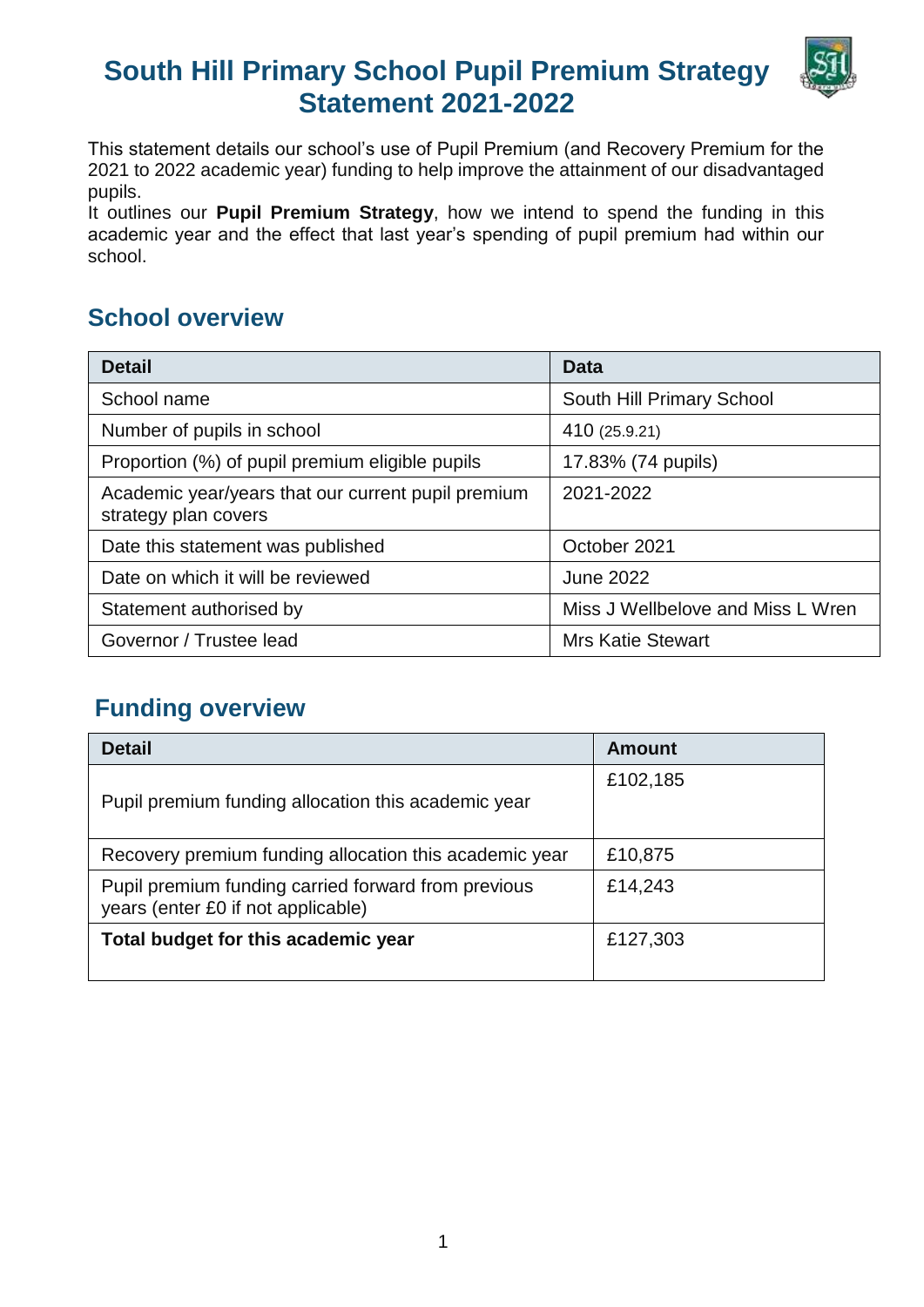# South Hill Primary School Pupil Premium Strategy Statement 2021-2022

This statement details our school's use of Pupil Premium (and Recovery Premium for the 2021 to 2022 academic year) funding to help improve the attainment of our disadvantaged pupils.
It outlines our **Pupil Premium Strategy**, how we intend to spend the funding in this academic year and the effect that last year's spending of pupil premium had within our school.

## School overview

| Detail | Data |
|---|---|
| School name | South Hill Primary School |
| Number of pupils in school | 410 (25.9.21) |
| Proportion (%) of pupil premium eligible pupils | 17.83% (74 pupils) |
| Academic year/years that our current pupil premium strategy plan covers | 2021-2022 |
| Date this statement was published | October 2021 |
| Date on which it will be reviewed | June 2022 |
| Statement authorised by | Miss J Wellbelove and Miss L Wren |
| Governor / Trustee lead | Mrs Katie Stewart |

## Funding overview

| Detail | Amount |
|---|---|
| Pupil premium funding allocation this academic year | £102,185 |
| Recovery premium funding allocation this academic year | £10,875 |
| Pupil premium funding carried forward from previous years (enter £0 if not applicable) | £14,243 |
| **Total budget for this academic year** | £127,303 |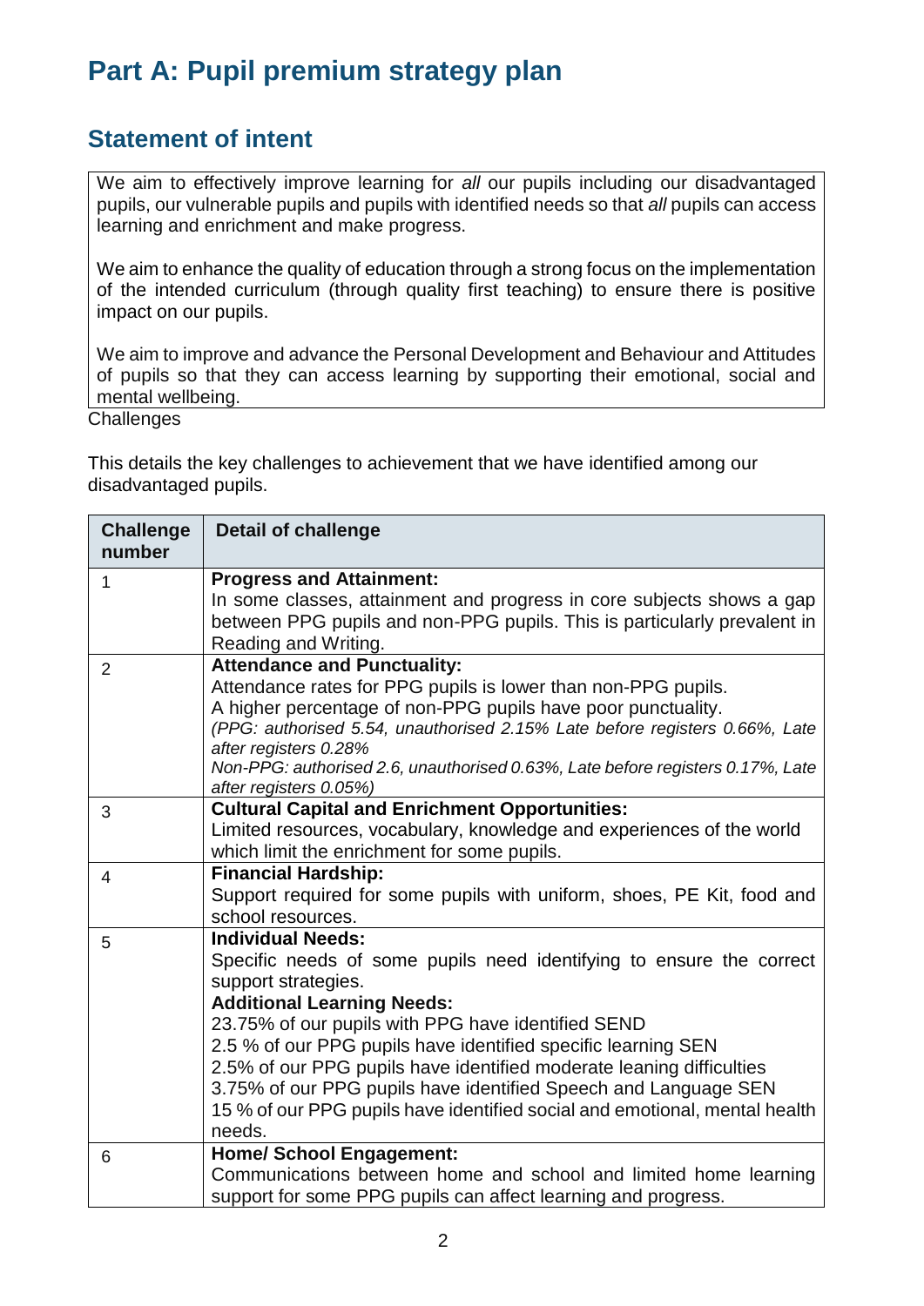# Part A: Pupil premium strategy plan

## Statement of intent

| |
|---|
| We aim to effectively improve learning for *all* our pupils including our disadvantaged pupils, our vulnerable pupils and pupils with identified needs so that *all* pupils can access learning and enrichment and make progress.<br><br>We aim to enhance the quality of education through a strong focus on the implementation of the intended curriculum (through quality first teaching) to ensure there is positive impact on our pupils.<br><br>We aim to improve and advance the Personal Development and Behaviour and Attitudes of pupils so that they can access learning by supporting their emotional, social and mental wellbeing. |

Challenges

This details the key challenges to achievement that we have identified among our disadvantaged pupils.

| Challenge number | Detail of challenge |
|---|---|
| 1 | **Progress and Attainment:**<br>In some classes, attainment and progress in core subjects shows a gap between PPG pupils and non-PPG pupils. This is particularly prevalent in Reading and Writing. |
| 2 | **Attendance and Punctuality:**<br>Attendance rates for PPG pupils is lower than non-PPG pupils.<br>A higher percentage of non-PPG pupils have poor punctuality.<br>*(PPG: authorised 5.54, unauthorised 2.15% Late before registers 0.66%, Late after registers 0.28%*<br>*Non-PPG: authorised 2.6, unauthorised 0.63%, Late before registers 0.17%, Late after registers 0.05%)* |
| 3 | **Cultural Capital and Enrichment Opportunities:**<br>Limited resources, vocabulary, knowledge and experiences of the world which limit the enrichment for some pupils. |
| 4 | **Financial Hardship:**<br>Support required for some pupils with uniform, shoes, PE Kit, food and school resources. |
| 5 | **Individual Needs:**<br>Specific needs of some pupils need identifying to ensure the correct support strategies.<br>**Additional Learning Needs:**<br>23.75% of our pupils with PPG have identified SEND<br>2.5 % of our PPG pupils have identified specific learning SEN<br>2.5% of our PPG pupils have identified moderate leaning difficulties<br>3.75% of our PPG pupils have identified Speech and Language SEN<br>15 % of our PPG pupils have identified social and emotional, mental health needs. |
| 6 | **Home/ School Engagement:**<br>Communications between home and school and limited home learning support for some PPG pupils can affect learning and progress. |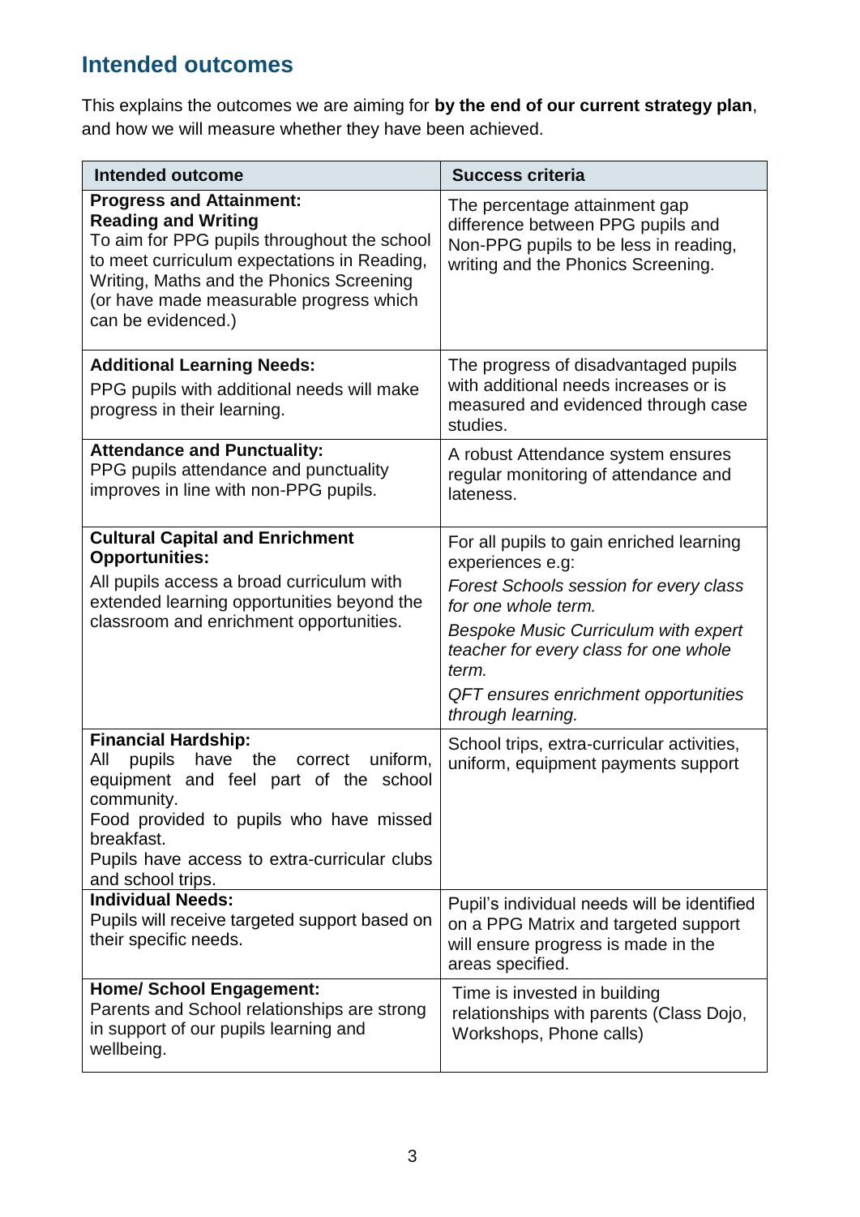## Intended outcomes

This explains the outcomes we are aiming for **by the end of our current strategy plan**, and how we will measure whether they have been achieved.

| Intended outcome | Success criteria |
|---|---|
| **Progress and Attainment: Reading and Writing**<br>To aim for PPG pupils throughout the school to meet curriculum expectations in Reading, Writing, Maths and the Phonics Screening (or have made measurable progress which can be evidenced.) | The percentage attainment gap difference between PPG pupils and Non-PPG pupils to be less in reading, writing and the Phonics Screening. |
| **Additional Learning Needs:**<br>PPG pupils with additional needs will make progress in their learning. | The progress of disadvantaged pupils with additional needs increases or is measured and evidenced through case studies. |
| **Attendance and Punctuality:**<br>PPG pupils attendance and punctuality improves in line with non-PPG pupils. | A robust Attendance system ensures regular monitoring of attendance and lateness. |
| **Cultural Capital and Enrichment Opportunities:**<br>All pupils access a broad curriculum with extended learning opportunities beyond the classroom and enrichment opportunities. | For all pupils to gain enriched learning experiences e.g:<br>*Forest Schools session for every class for one whole term.*<br>*Bespoke Music Curriculum with expert teacher for every class for one whole term.*<br>*QFT ensures enrichment opportunities through learning.* |
| **Financial Hardship:**<br>All pupils have the correct uniform, equipment and feel part of the school community.<br>Food provided to pupils who have missed breakfast.<br>Pupils have access to extra-curricular clubs and school trips. | School trips, extra-curricular activities, uniform, equipment payments support |
| **Individual Needs:**<br>Pupils will receive targeted support based on their specific needs. | Pupil's individual needs will be identified on a PPG Matrix and targeted support will ensure progress is made in the areas specified. |
| **Home/ School Engagement:**<br>Parents and School relationships are strong in support of our pupils learning and wellbeing. | Time is invested in building relationships with parents (Class Dojo, Workshops, Phone calls) |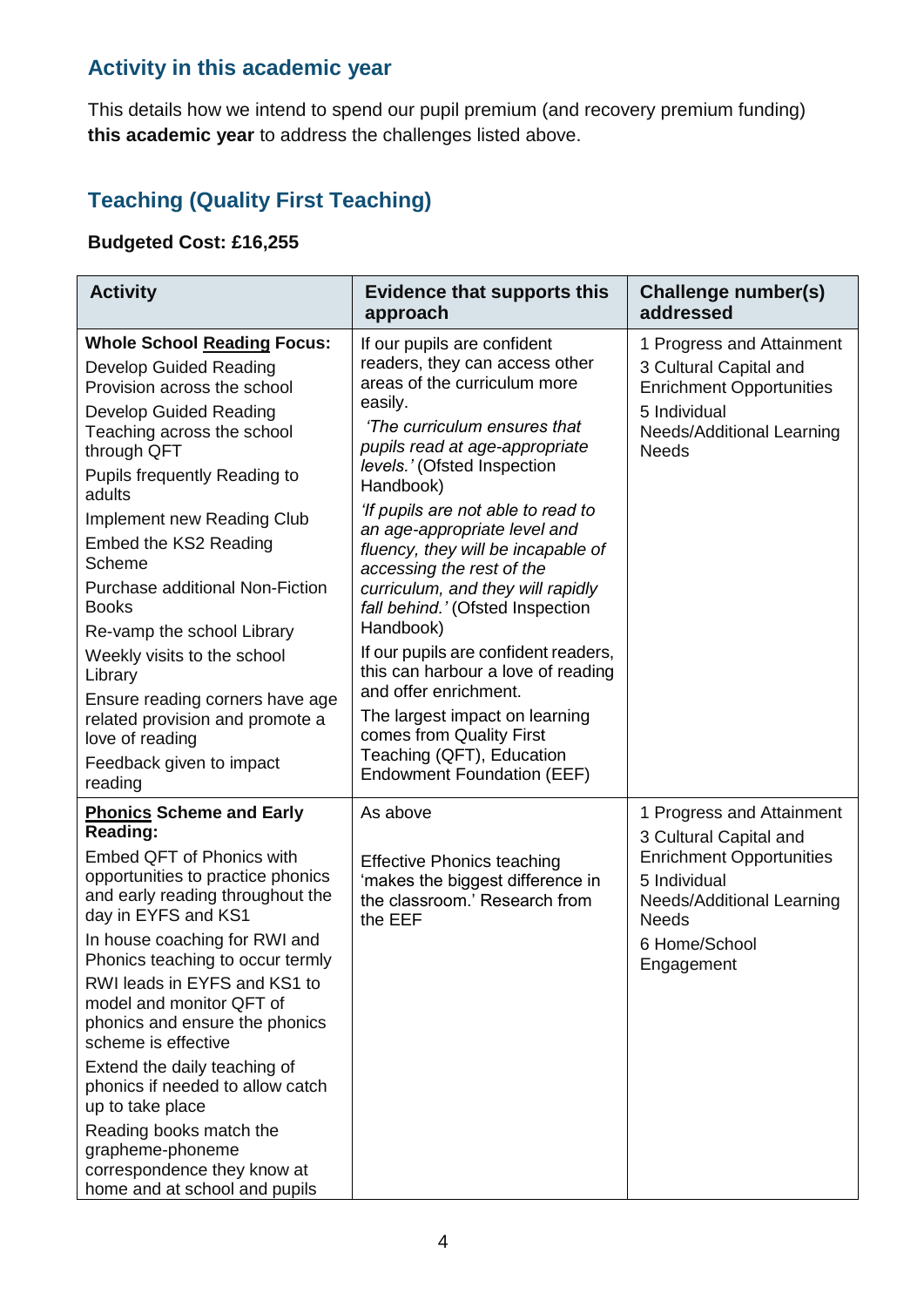## Activity in this academic year

This details how we intend to spend our pupil premium (and recovery premium funding) **this academic year** to address the challenges listed above.

## Teaching (Quality First Teaching)

**Budgeted Cost: £16,255**

| Activity | Evidence that supports this approach | Challenge number(s) addressed |
|---|---|---|
| **Whole School Reading Focus:**<br>Develop Guided Reading Provision across the school<br>Develop Guided Reading Teaching across the school through QFT<br>Pupils frequently Reading to adults<br>Implement new Reading Club<br>Embed the KS2 Reading Scheme<br>Purchase additional Non-Fiction Books<br>Re-vamp the school Library<br>Weekly visits to the school Library<br>Ensure reading corners have age related provision and promote a love of reading<br>Feedback given to impact reading | If our pupils are confident readers, they can access other areas of the curriculum more easily.<br>*'The curriculum ensures that pupils read at age-appropriate levels.'* (Ofsted Inspection Handbook)<br>*'If pupils are not able to read to an age-appropriate level and fluency, they will be incapable of accessing the rest of the curriculum, and they will rapidly fall behind.'* (Ofsted Inspection Handbook)<br>If our pupils are confident readers, this can harbour a love of reading and offer enrichment.<br>The largest impact on learning comes from Quality First Teaching (QFT), Education Endowment Foundation (EEF) | 1 Progress and Attainment<br>3 Cultural Capital and Enrichment Opportunities<br>5 Individual Needs/Additional Learning Needs |
| **Phonics Scheme and Early Reading:**<br>Embed QFT of Phonics with opportunities to practice phonics and early reading throughout the day in EYFS and KS1<br>In house coaching for RWI and Phonics teaching to occur termly<br>RWI leads in EYFS and KS1 to model and monitor QFT of phonics and ensure the phonics scheme is effective<br>Extend the daily teaching of phonics if needed to allow catch up to take place<br>Reading books match the grapheme-phoneme correspondence they know at home and at school and pupils | As above<br><br>Effective Phonics teaching 'makes the biggest difference in the classroom.' Research from the EEF | 1 Progress and Attainment<br>3 Cultural Capital and Enrichment Opportunities<br>5 Individual Needs/Additional Learning Needs<br>6 Home/School Engagement |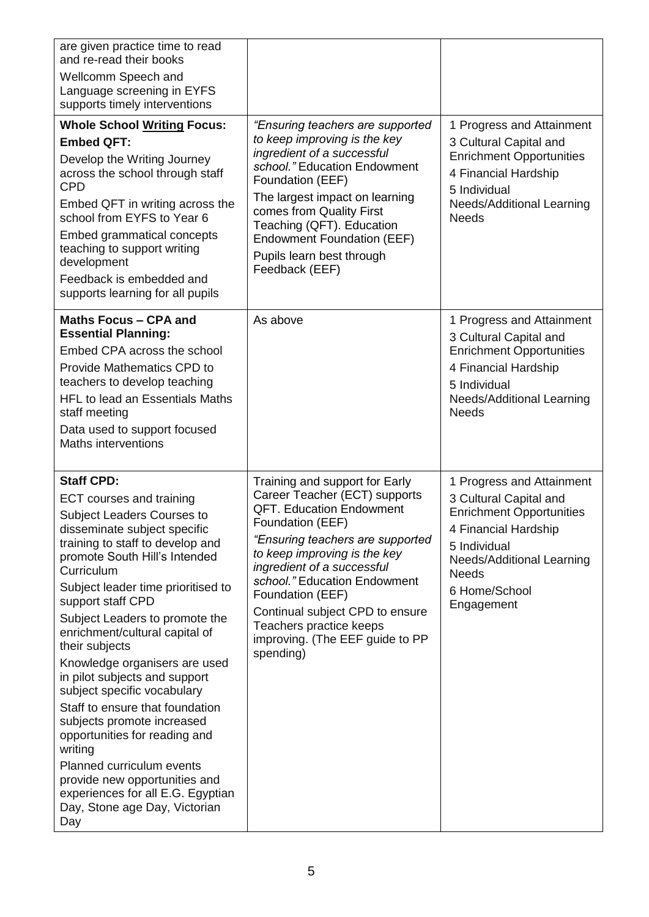| | | |
|---|---|---|
| are given practice time to read and re-read their books<br>Wellcomm Speech and Language screening in EYFS supports timely interventions | | |
| **Whole School <u>Writing</u> Focus:**<br>**Embed QFT:**<br>Develop the Writing Journey across the school through staff CPD<br>Embed QFT in writing across the school from EYFS to Year 6<br>Embed grammatical concepts teaching to support writing development<br>Feedback is embedded and supports learning for all pupils | *"Ensuring teachers are supported to keep improving is the key ingredient of a successful school."* Education Endowment Foundation (EEF)<br>The largest impact on learning comes from Quality First Teaching (QFT). Education Endowment Foundation (EEF)<br>Pupils learn best through Feedback (EEF) | 1 Progress and Attainment<br>3 Cultural Capital and Enrichment Opportunities<br>4 Financial Hardship<br>5 Individual Needs/Additional Learning Needs |
| **Maths Focus – CPA and Essential Planning:**<br>Embed CPA across the school<br>Provide Mathematics CPD to teachers to develop teaching<br>HFL to lead an Essentials Maths staff meeting<br>Data used to support focused Maths interventions | As above | 1 Progress and Attainment<br>3 Cultural Capital and Enrichment Opportunities<br>4 Financial Hardship<br>5 Individual Needs/Additional Learning Needs |
| **Staff CPD:**<br>ECT courses and training<br>Subject Leaders Courses to disseminate subject specific training to staff to develop and promote South Hill's Intended Curriculum<br>Subject leader time prioritised to support staff CPD<br>Subject Leaders to promote the enrichment/cultural capital of their subjects<br>Knowledge organisers are used in pilot subjects and support subject specific vocabulary<br>Staff to ensure that foundation subjects promote increased opportunities for reading and writing<br>Planned curriculum events provide new opportunities and experiences for all E.G. Egyptian Day, Stone age Day, Victorian Day | Training and support for Early Career Teacher (ECT) supports QFT. Education Endowment Foundation (EEF)<br>*"Ensuring teachers are supported to keep improving is the key ingredient of a successful school."* Education Endowment Foundation (EEF)<br>Continual subject CPD to ensure Teachers practice keeps improving. (The EEF guide to PP spending) | 1 Progress and Attainment<br>3 Cultural Capital and Enrichment Opportunities<br>4 Financial Hardship<br>5 Individual Needs/Additional Learning Needs<br>6 Home/School Engagement |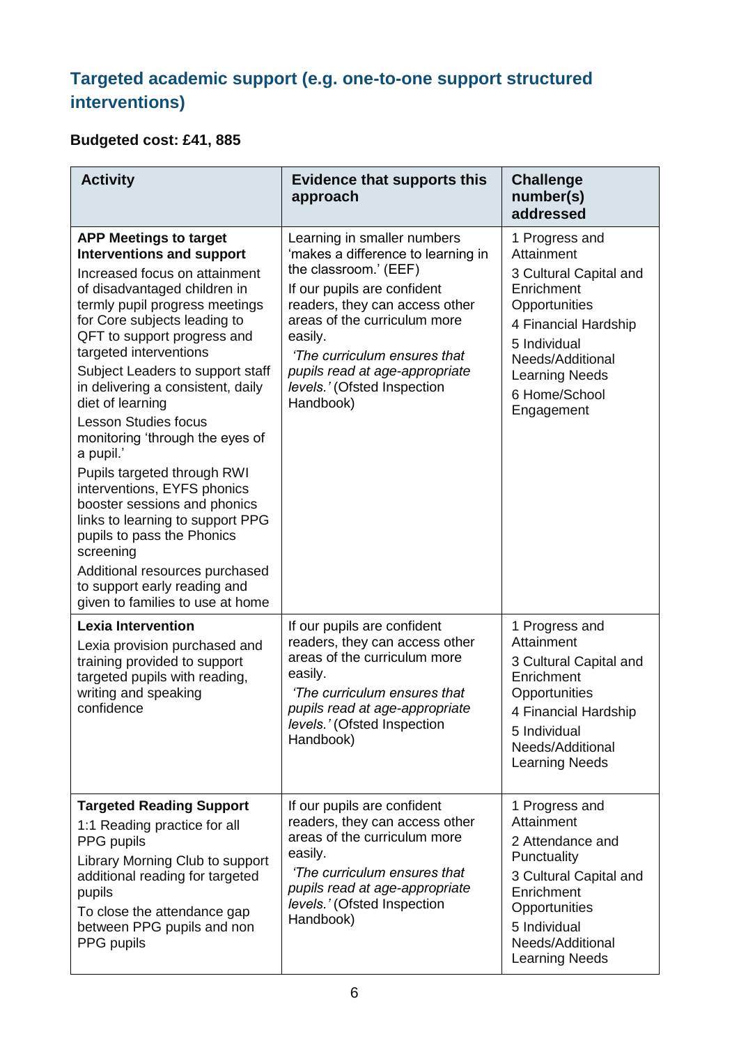## Targeted academic support (e.g. one-to-one support structured interventions)

**Budgeted cost: £41, 885**

| Activity | Evidence that supports this approach | Challenge number(s) addressed |
|---|---|---|
| **APP Meetings to target Interventions and support**<br>Increased focus on attainment of disadvantaged children in termly pupil progress meetings for Core subjects leading to QFT to support progress and targeted interventions<br>Subject Leaders to support staff in delivering a consistent, daily diet of learning<br>Lesson Studies focus monitoring 'through the eyes of a pupil.'<br>Pupils targeted through RWI interventions, EYFS phonics booster sessions and phonics links to learning to support PPG pupils to pass the Phonics screening<br>Additional resources purchased to support early reading and given to families to use at home | Learning in smaller numbers 'makes a difference to learning in the classroom.' (EEF)<br>If our pupils are confident readers, they can access other areas of the curriculum more easily.<br>*'The curriculum ensures that pupils read at age-appropriate levels.'* (Ofsted Inspection Handbook) | 1 Progress and Attainment<br>3 Cultural Capital and Enrichment Opportunities<br>4 Financial Hardship<br>5 Individual Needs/Additional Learning Needs<br>6 Home/School Engagement |
| **Lexia Intervention**<br>Lexia provision purchased and training provided to support targeted pupils with reading, writing and speaking confidence | If our pupils are confident readers, they can access other areas of the curriculum more easily.<br>*'The curriculum ensures that pupils read at age-appropriate levels.'* (Ofsted Inspection Handbook) | 1 Progress and Attainment<br>3 Cultural Capital and Enrichment Opportunities<br>4 Financial Hardship<br>5 Individual Needs/Additional Learning Needs |
| **Targeted Reading Support**<br>1:1 Reading practice for all PPG pupils<br>Library Morning Club to support additional reading for targeted pupils<br>To close the attendance gap between PPG pupils and non PPG pupils | If our pupils are confident readers, they can access other areas of the curriculum more easily.<br>*'The curriculum ensures that pupils read at age-appropriate levels.'* (Ofsted Inspection Handbook) | 1 Progress and Attainment<br>2 Attendance and Punctuality<br>3 Cultural Capital and Enrichment Opportunities<br>5 Individual Needs/Additional Learning Needs |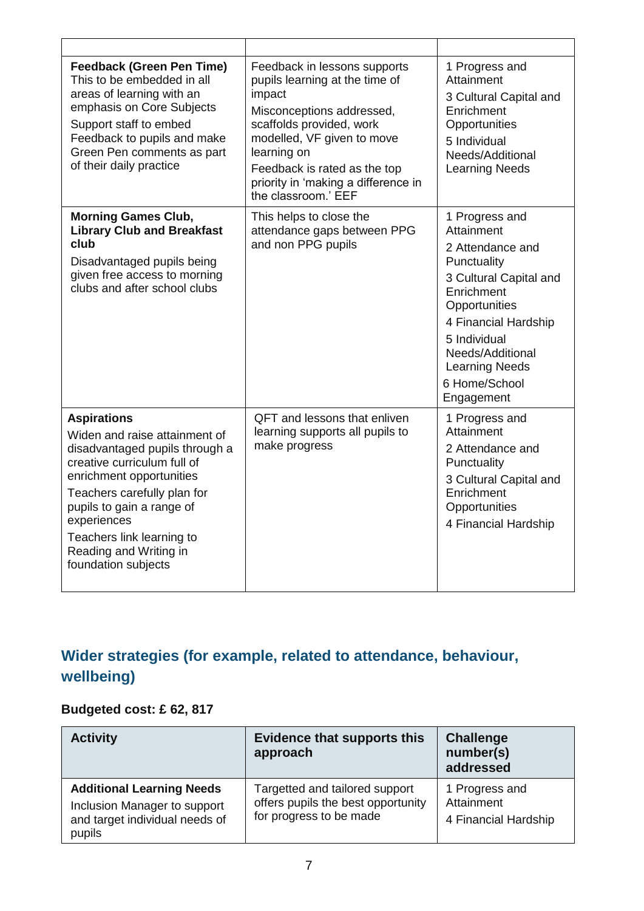| | | |
|---|---|---|
| **Feedback (Green Pen Time)** This to be embedded in all areas of learning with an emphasis on Core Subjects<br>Support staff to embed Feedback to pupils and make Green Pen comments as part of their daily practice | Feedback in lessons supports pupils learning at the time of impact<br>Misconceptions addressed, scaffolds provided, work modelled, VF given to move learning on<br>Feedback is rated as the top priority in 'making a difference in the classroom.' EEF | 1 Progress and Attainment<br>3 Cultural Capital and Enrichment Opportunities<br>5 Individual Needs/Additional Learning Needs |
| **Morning Games Club, Library Club and Breakfast club**<br>Disadvantaged pupils being given free access to morning clubs and after school clubs | This helps to close the attendance gaps between PPG and non PPG pupils | 1 Progress and Attainment<br>2 Attendance and Punctuality<br>3 Cultural Capital and Enrichment Opportunities<br>4 Financial Hardship<br>5 Individual Needs/Additional Learning Needs<br>6 Home/School Engagement |
| **Aspirations**<br>Widen and raise attainment of disadvantaged pupils through a creative curriculum full of enrichment opportunities<br>Teachers carefully plan for pupils to gain a range of experiences<br>Teachers link learning to Reading and Writing in foundation subjects | QFT and lessons that enliven learning supports all pupils to make progress | 1 Progress and Attainment<br>2 Attendance and Punctuality<br>3 Cultural Capital and Enrichment Opportunities<br>4 Financial Hardship |

## Wider strategies (for example, related to attendance, behaviour, wellbeing)

**Budgeted cost: £ 62, 817**

| Activity | Evidence that supports this approach | Challenge number(s) addressed |
|---|---|---|
| **Additional Learning Needs**<br>Inclusion Manager to support and target individual needs of pupils | Targetted and tailored support offers pupils the best opportunity for progress to be made | 1 Progress and Attainment<br>4 Financial Hardship |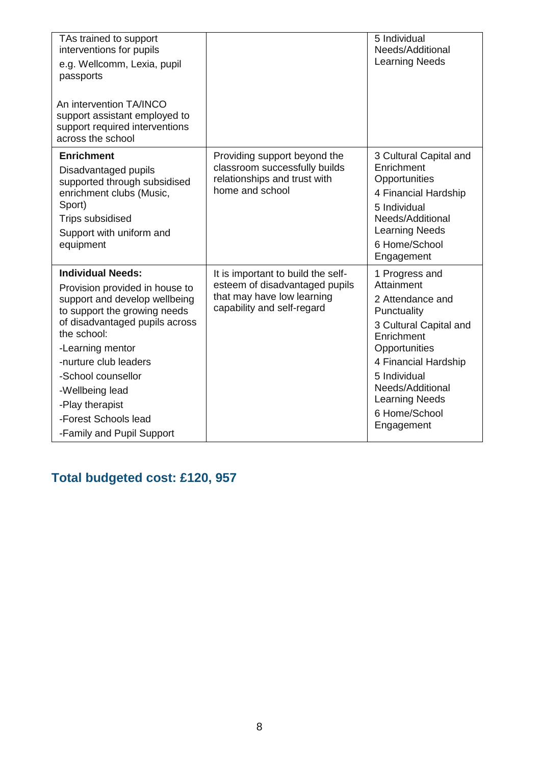| | | |
|---|---|---|
| TAs trained to support interventions for pupils<br>e.g. Wellcomm, Lexia, pupil passports<br><br>An intervention TA/INCO support assistant employed to support required interventions across the school | | 5 Individual Needs/Additional Learning Needs |
| **Enrichment**<br>Disadvantaged pupils supported through subsidised enrichment clubs (Music, Sport)<br>Trips subsidised<br>Support with uniform and equipment | Providing support beyond the classroom successfully builds relationships and trust with home and school | 3 Cultural Capital and Enrichment Opportunities<br>4 Financial Hardship<br>5 Individual Needs/Additional Learning Needs<br>6 Home/School Engagement |
| **Individual Needs:**<br>Provision provided in house to support and develop wellbeing to support the growing needs of disadvantaged pupils across the school:<br>-Learning mentor<br>-nurture club leaders<br>-School counsellor<br>-Wellbeing lead<br>-Play therapist<br>-Forest Schools lead<br>-Family and Pupil Support | It is important to build the self-esteem of disadvantaged pupils that may have low learning capability and self-regard | 1 Progress and Attainment<br>2 Attendance and Punctuality<br>3 Cultural Capital and Enrichment Opportunities<br>4 Financial Hardship<br>5 Individual Needs/Additional Learning Needs<br>6 Home/School Engagement |

## Total budgeted cost: £120, 957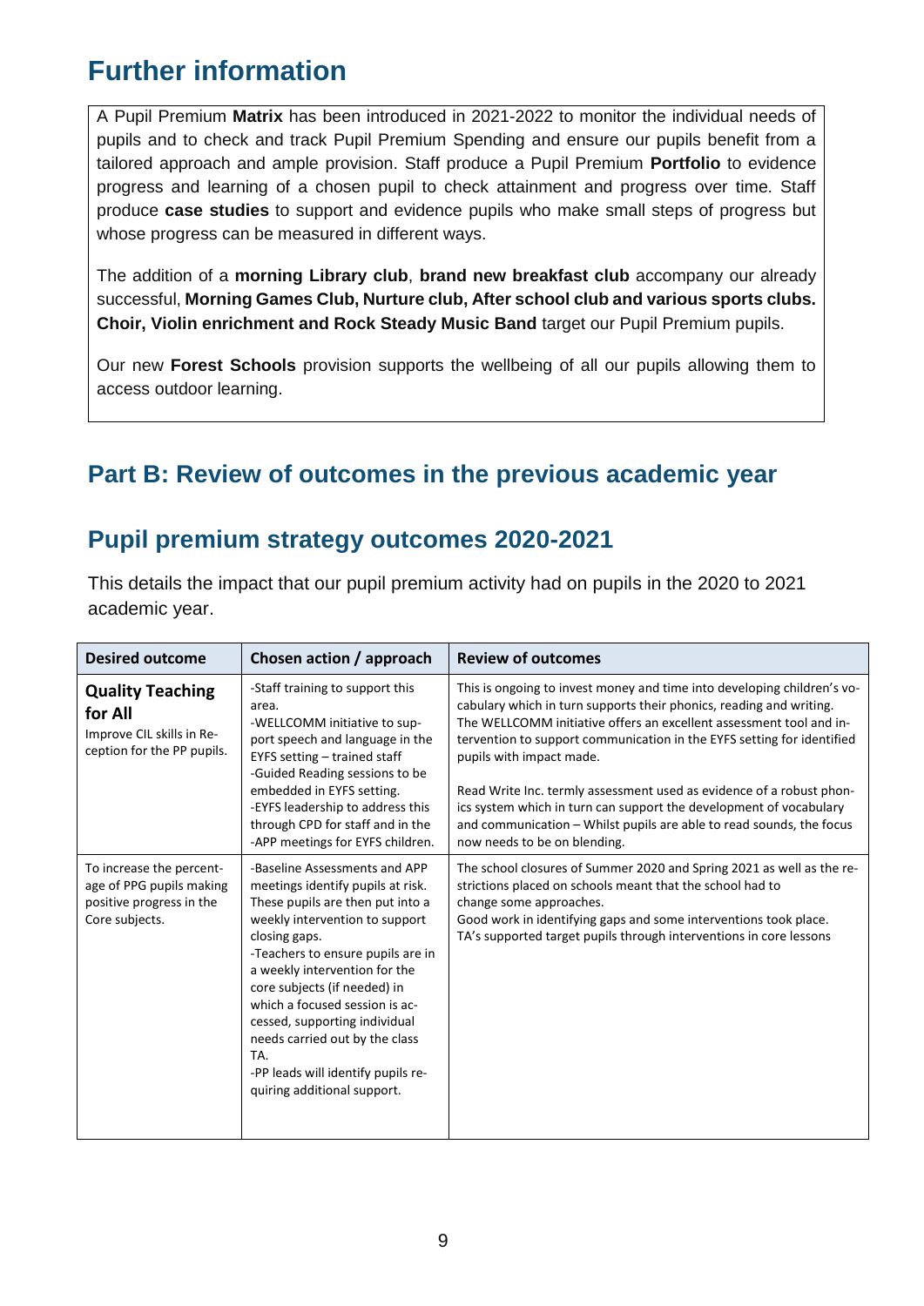## Further information

A Pupil Premium **Matrix** has been introduced in 2021-2022 to monitor the individual needs of pupils and to check and track Pupil Premium Spending and ensure our pupils benefit from a tailored approach and ample provision. Staff produce a Pupil Premium **Portfolio** to evidence progress and learning of a chosen pupil to check attainment and progress over time. Staff produce **case studies** to support and evidence pupils who make small steps of progress but whose progress can be measured in different ways.

The addition of a **morning Library club**, **brand new breakfast club** accompany our already successful, **Morning Games Club, Nurture club, After school club and various sports clubs. Choir, Violin enrichment and Rock Steady Music Band** target our Pupil Premium pupils.

Our new **Forest Schools** provision supports the wellbeing of all our pupils allowing them to access outdoor learning.

# Part B: Review of outcomes in the previous academic year

## Pupil premium strategy outcomes 2020-2021

This details the impact that our pupil premium activity had on pupils in the 2020 to 2021 academic year.

| Desired outcome | Chosen action / approach | Review of outcomes |
|---|---|---|
| **Quality Teaching for All**<br>Improve CIL skills in Reception for the PP pupils. | -Staff training to support this area.<br>-WELLCOMM initiative to support speech and language in the EYFS setting – trained staff<br>-Guided Reading sessions to be embedded in EYFS setting.<br>-EYFS leadership to address this through CPD for staff and in the<br>-APP meetings for EYFS children. | This is ongoing to invest money and time into developing children's vocabulary which in turn supports their phonics, reading and writing. The WELLCOMM initiative offers an excellent assessment tool and intervention to support communication in the EYFS setting for identified pupils with impact made.<br><br>Read Write Inc. termly assessment used as evidence of a robust phonics system which in turn can support the development of vocabulary and communication – Whilst pupils are able to read sounds, the focus now needs to be on blending. |
| To increase the percentage of PPG pupils making positive progress in the Core subjects. | -Baseline Assessments and APP meetings identify pupils at risk. These pupils are then put into a weekly intervention to support closing gaps.<br>-Teachers to ensure pupils are in a weekly intervention for the core subjects (if needed) in which a focused session is accessed, supporting individual needs carried out by the class TA.<br>-PP leads will identify pupils requiring additional support. | The school closures of Summer 2020 and Spring 2021 as well as the restrictions placed on schools meant that the school had to change some approaches.<br>Good work in identifying gaps and some interventions took place.<br>TA's supported target pupils through interventions in core lessons |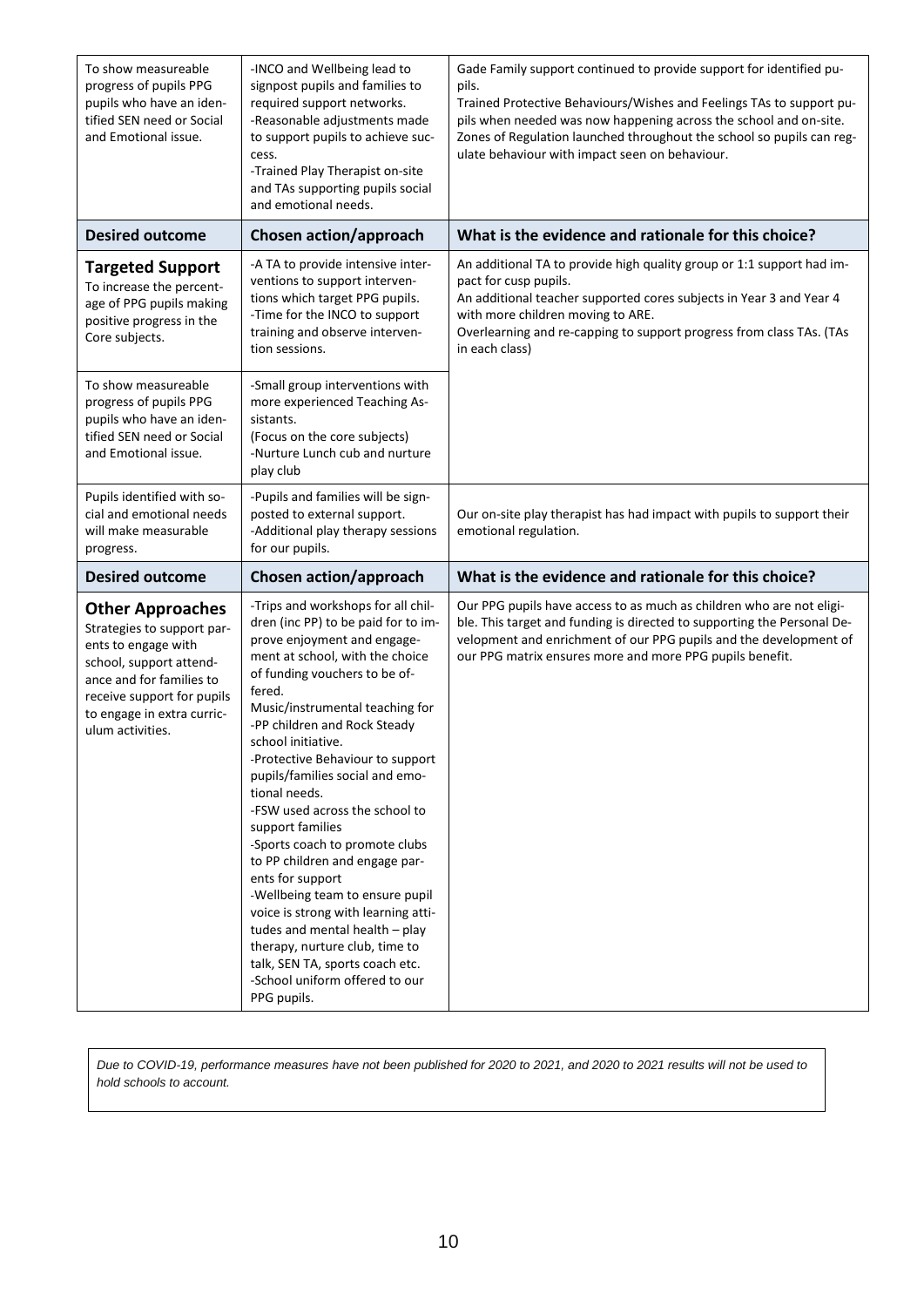| | | |
|---|---|---|
| To show measureable progress of pupils PPG pupils who have an identified SEN need or Social and Emotional issue. | -INCO and Wellbeing lead to signpost pupils and families to required support networks.<br>-Reasonable adjustments made to support pupils to achieve success.<br>-Trained Play Therapist on-site and TAs supporting pupils social and emotional needs. | Gade Family support continued to provide support for identified pupils.<br>Trained Protective Behaviours/Wishes and Feelings TAs to support pupils when needed was now happening across the school and on-site.<br>Zones of Regulation launched throughout the school so pupils can regulate behaviour with impact seen on behaviour. |
| **Desired outcome** | **Chosen action/approach** | **What is the evidence and rationale for this choice?** |
| **Targeted Support**<br>To increase the percentage of PPG pupils making positive progress in the Core subjects. | -A TA to provide intensive interventions to support interventions which target PPG pupils.<br>-Time for the INCO to support training and observe intervention sessions. | An additional TA to provide high quality group or 1:1 support had impact for cusp pupils.<br>An additional teacher supported cores subjects in Year 3 and Year 4 with more children moving to ARE.<br>Overlearning and re-capping to support progress from class TAs. (TAs in each class) |
| To show measureable progress of pupils PPG pupils who have an identified SEN need or Social and Emotional issue. | -Small group interventions with more experienced Teaching Assistants.<br>(Focus on the core subjects)<br>-Nurture Lunch cub and nurture play club | |
| Pupils identified with social and emotional needs will make measurable progress. | -Pupils and families will be signposted to external support.<br>-Additional play therapy sessions for our pupils. | Our on-site play therapist has had impact with pupils to support their emotional regulation. |
| **Desired outcome** | **Chosen action/approach** | **What is the evidence and rationale for this choice?** |
| **Other Approaches**<br>Strategies to support parents to engage with school, support attendance and for families to receive support for pupils to engage in extra curriculum activities. | -Trips and workshops for all children (inc PP) to be paid for to improve enjoyment and engagement at school, with the choice of funding vouchers to be offered.<br>Music/instrumental teaching for -PP children and Rock Steady school initiative.<br>-Protective Behaviour to support pupils/families social and emotional needs.<br>-FSW used across the school to support families<br>-Sports coach to promote clubs to PP children and engage parents for support<br>-Wellbeing team to ensure pupil voice is strong with learning attitudes and mental health – play therapy, nurture club, time to talk, SEN TA, sports coach etc.<br>-School uniform offered to our PPG pupils. | Our PPG pupils have access to as much as children who are not eligible. This target and funding is directed to supporting the Personal Development and enrichment of our PPG pupils and the development of our PPG matrix ensures more and more PPG pupils benefit. |

*Due to COVID-19, performance measures have not been published for 2020 to 2021, and 2020 to 2021 results will not be used to hold schools to account.*